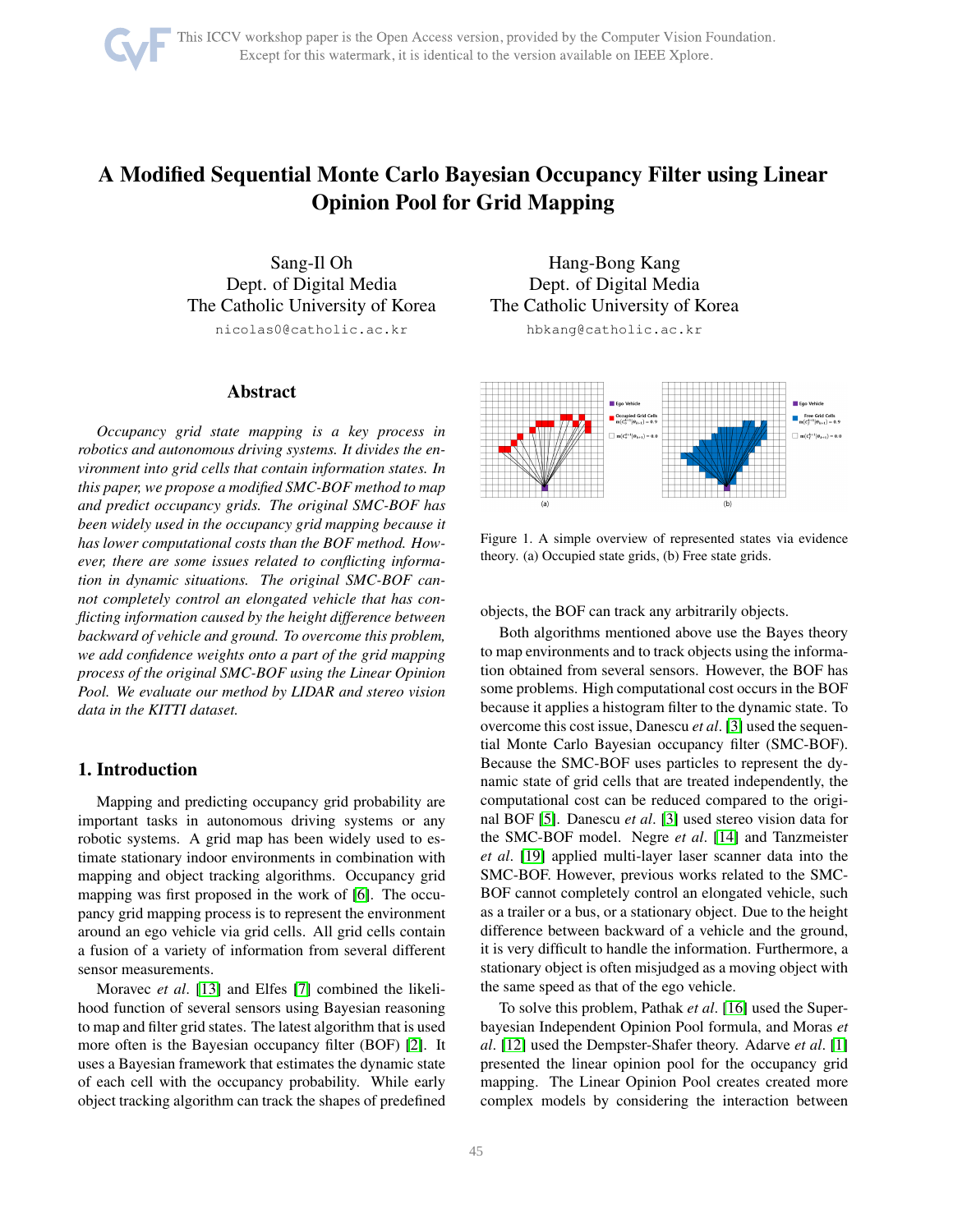# A Modified Sequential Monte Carlo Bayesian Occupancy Filter using Linear Opinion Pool for Grid Mapping

Sang-Il Oh
Dept. of Digital Media
The Catholic University of Korea
nicolas0@catholic.ac.kr

Hang-Bong Kang
Dept. of Digital Media
The Catholic University of Korea
hbkang@catholic.ac.kr

## Abstract

*Occupancy grid state mapping is a key process in robotics and autonomous driving systems. It divides the environment into grid cells that contain information states. In this paper, we propose a modified SMC-BOF method to map and predict occupancy grids. The original SMC-BOF has been widely used in the occupancy grid mapping because it has lower computational costs than the BOF method. However, there are some issues related to conflicting information in dynamic situations. The original SMC-BOF cannot completely control an elongated vehicle that has conflicting information caused by the height difference between backward of vehicle and ground. To overcome this problem, we add confidence weights onto a part of the grid mapping process of the original SMC-BOF using the Linear Opinion Pool. We evaluate our method by LIDAR and stereo vision data in the KITTI dataset.*

## 1. Introduction

Mapping and predicting occupancy grid probability are important tasks in autonomous driving systems or any robotic systems. A grid map has been widely used to estimate stationary indoor environments in combination with mapping and object tracking algorithms. Occupancy grid mapping was first proposed in the work of [6]. The occupancy grid mapping process is to represent the environment around an ego vehicle via grid cells. All grid cells contain a fusion of a variety of information from several different sensor measurements.

Moravec *et al*. [13] and Elfes [7] combined the likelihood function of several sensors using Bayesian reasoning to map and filter grid states. The latest algorithm that is used more often is the Bayesian occupancy filter (BOF) [2]. It uses a Bayesian framework that estimates the dynamic state of each cell with the occupancy probability. While early object tracking algorithm can track the shapes of predefined objects, the BOF can track any arbitrarily objects.

Figure 1. A simple overview of represented states via evidence theory. (a) Occupied state grids, (b) Free state grids.

Both algorithms mentioned above use the Bayes theory to map environments and to track objects using the information obtained from several sensors. However, the BOF has some problems. High computational cost occurs in the BOF because it applies a histogram filter to the dynamic state. To overcome this cost issue, Danescu *et al*. [3] used the sequential Monte Carlo Bayesian occupancy filter (SMC-BOF). Because the SMC-BOF uses particles to represent the dynamic state of grid cells that are treated independently, the computational cost can be reduced compared to the original BOF [5]. Danescu *et al*. [3] used stereo vision data for the SMC-BOF model. Negre *et al*. [14] and Tanzmeister *et al*. [19] applied multi-layer laser scanner data into the SMC-BOF. However, previous works related to the SMC-BOF cannot completely control an elongated vehicle, such as a trailer or a bus, or a stationary object. Due to the height difference between backward of a vehicle and the ground, it is very difficult to handle the information. Furthermore, a stationary object is often misjudged as a moving object with the same speed as that of the ego vehicle.

To solve this problem, Pathak *et al*. [16] used the Super-bayesian Independent Opinion Pool formula, and Moras *et al*. [12] used the Dempster-Shafer theory. Adarve *et al*. [1] presented the linear opinion pool for the occupancy grid mapping. The Linear Opinion Pool creates created more complex models by considering the interaction between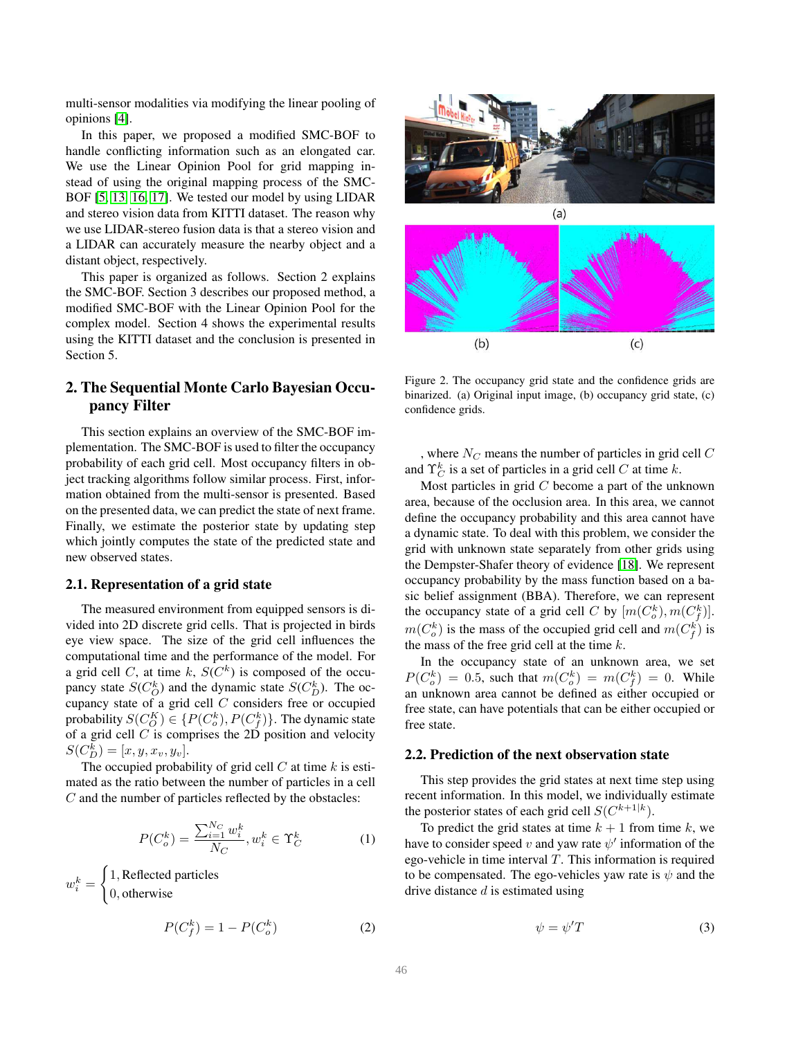multi-sensor modalities via modifying the linear pooling of opinions [4].

In this paper, we proposed a modified SMC-BOF to handle conflicting information such as an elongated car. We use the Linear Opinion Pool for grid mapping instead of using the original mapping process of the SMC-BOF [5, 13, 16, 17]. We tested our model by using LIDAR and stereo vision data from KITTI dataset. The reason why we use LIDAR-stereo fusion data is that a stereo vision and a LIDAR can accurately measure the nearby object and a distant object, respectively.

This paper is organized as follows. Section 2 explains the SMC-BOF. Section 3 describes our proposed method, a modified SMC-BOF with the Linear Opinion Pool for the complex model. Section 4 shows the experimental results using the KITTI dataset and the conclusion is presented in Section 5.

## 2. The Sequential Monte Carlo Bayesian Occupancy Filter

This section explains an overview of the SMC-BOF implementation. The SMC-BOF is used to filter the occupancy probability of each grid cell. Most occupancy filters in object tracking algorithms follow similar process. First, information obtained from the multi-sensor is presented. Based on the presented data, we can predict the state of next frame. Finally, we estimate the posterior state by updating step which jointly computes the state of the predicted state and new observed states.

### 2.1. Representation of a grid state

The measured environment from equipped sensors is divided into 2D discrete grid cells. That is projected in birds eye view space. The size of the grid cell influences the computational time and the performance of the model. For a grid cell $C$, at time $k$, $S(C^k)$ is composed of the occupancy state $S(C_O^k)$ and the dynamic state $S(C_D^k)$. The occupancy state of a grid cell $C$ considers free or occupied probability $S(C_O^K) \in \{P(C_o^k), P(C_f^k)\}$. The dynamic state of a grid cell $C$ is comprises the 2D position and velocity $S(C_D^k) = [x, y, x_v, y_v]$.

The occupied probability of grid cell $C$ at time $k$ is estimated as the ratio between the number of particles in a cell $C$ and the number of particles reflected by the obstacles:

$$P(C_o^k) = \frac{\sum_{i=1}^{N_C} w_i^k}{N_C}, w_i^k \in \Upsilon_C^k \tag{1}$$

$$w_i^k = \begin{cases} 1, \text{Reflected particles} \\ 0, \text{otherwise} \end{cases}$$

$$P(C_f^k) = 1 - P(C_o^k) \tag{2}$$

Figure 2. The occupancy grid state and the confidence grids are binarized. (a) Original input image, (b) occupancy grid state, (c) confidence grids.

, where $N_C$ means the number of particles in grid cell $C$ and $\Upsilon_C^k$ is a set of particles in a grid cell $C$ at time $k$.

Most particles in grid $C$ become a part of the unknown area, because of the occlusion area. In this area, we cannot define the occupancy probability and this area cannot have a dynamic state. To deal with this problem, we consider the grid with unknown state separately from other grids using the Dempster-Shafer theory of evidence [18]. We represent occupancy probability by the mass function based on a basic belief assignment (BBA). Therefore, we can represent the occupancy state of a grid cell $C$ by $[m(C_o^k), m(C_f^k)]$. $m(C_o^k)$ is the mass of the occupied grid cell and $m(C_f^k)$ is the mass of the free grid cell at the time $k$.

In the occupancy state of an unknown area, we set $P(C_o^k) = 0.5$, such that $m(C_o^k) = m(C_f^k) = 0$. While an unknown area cannot be defined as either occupied or free state, can have potentials that can be either occupied or free state.

### 2.2. Prediction of the next observation state

This step provides the grid states at next time step using recent information. In this model, we individually estimate the posterior states of each grid cell $S(C^{k+1|k})$.

To predict the grid states at time $k+1$ from time $k$, we have to consider speed $v$ and yaw rate $\psi'$ information of the ego-vehicle in time interval $T$. This information is required to be compensated. The ego-vehicles yaw rate is $\psi$ and the drive distance $d$ is estimated using

$$\psi = \psi' T \tag{3}$$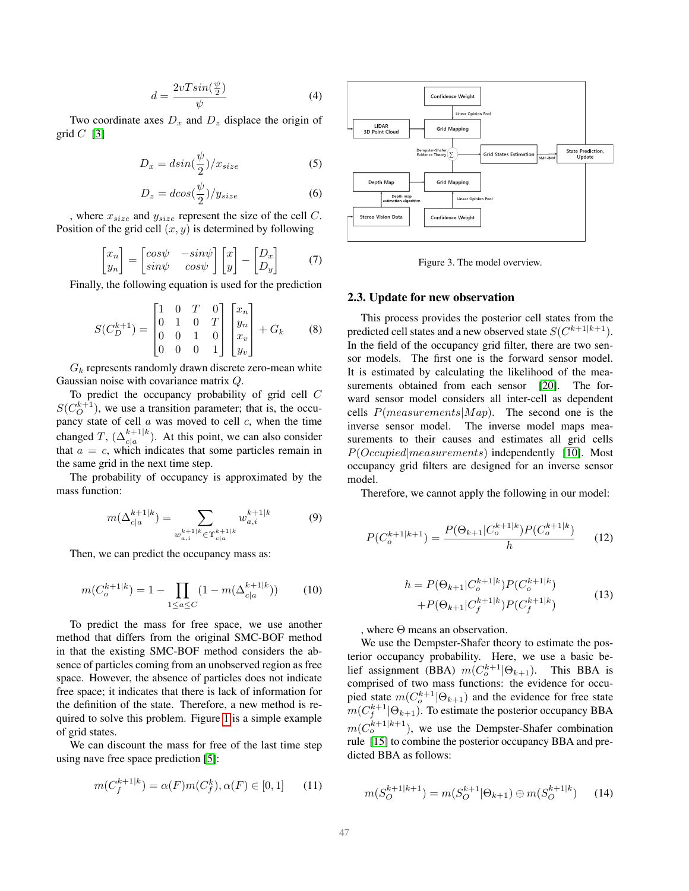$$d = \frac{2vTsin(\frac{\psi}{2})}{\psi} \tag{4}$$

Two coordinate axes $D_x$ and $D_z$ displace the origin of grid $C$ [3]

$$D_x = dsin(\frac{\psi}{2})/x_{size} \tag{5}$$

$$D_z = dcos(\frac{\psi}{2})/y_{size} \tag{6}$$

, where $x_{size}$ and $y_{size}$ represent the size of the cell $C$. Position of the grid cell $(x, y)$ is determined by following

$$\begin{bmatrix} x_n \\ y_n \end{bmatrix} = \begin{bmatrix} cos\psi & -sin\psi \\ sin\psi & cos\psi \end{bmatrix} \begin{bmatrix} x \\ y \end{bmatrix} - \begin{bmatrix} D_x \\ D_y \end{bmatrix} \tag{7}$$

Finally, the following equation is used for the prediction

$$S(C_D^{k+1}) = \begin{bmatrix} 1 & 0 & T & 0 \\ 0 & 1 & 0 & T \\ 0 & 0 & 1 & 0 \\ 0 & 0 & 0 & 1 \end{bmatrix} \begin{bmatrix} x_n \\ y_n \\ x_v \\ y_v \end{bmatrix} + G_k \tag{8}$$

$G_k$ represents randomly drawn discrete zero-mean white Gaussian noise with covariance matrix $Q$.

To predict the occupancy probability of grid cell $C$ $S(C_O^{k+1})$, we use a transition parameter; that is, the occupancy state of cell $a$ was moved to cell $c$, when the time changed $T$, $(\Delta_{c|a}^{k+1|k})$. At this point, we can also consider that $a = c$, which indicates that some particles remain in the same grid in the next time step.

The probability of occupancy is approximated by the mass function:

$$m(\Delta_{c|a}^{k+1|k}) = \sum_{w_{a,i}^{k+1|k} \in \Upsilon_{c|a}^{k+1|k}} w_{a,i}^{k+1|k} \tag{9}$$

Then, we can predict the occupancy mass as:

$$m(C_o^{k+1|k}) = 1 - \prod_{1 \leq a \leq C} (1 - m(\Delta_{c|a}^{k+1|k})) \tag{10}$$

To predict the mass for free space, we use another method that differs from the original SMC-BOF method in that the existing SMC-BOF method considers the absence of particles coming from an unobserved region as free space. However, the absence of particles does not indicate free space; it indicates that there is lack of information for the definition of the state. Therefore, a new method is required to solve this problem. Figure 1 is a simple example of grid states.

We can discount the mass for free of the last time step using nave free space prediction [5]:

$$m(C_f^{k+1|k}) = \alpha(F) m(C_f^k), \alpha(F) \in [0, 1] \tag{11}$$

Figure 3. The model overview.

## 2.3. Update for new observation

This process provides the posterior cell states from the predicted cell states and a new observed state $S(C^{k+1|k+1})$. In the field of the occupancy grid filter, there are two sensor models. The first one is the forward sensor model. It is estimated by calculating the likelihood of the measurements obtained from each sensor [20]. The forward sensor model considers all inter-cell as dependent cells $P(measurements|Map)$. The second one is the inverse sensor model. The inverse model maps measurements to their causes and estimates all grid cells $P(Occupied|measurements)$ independently [10]. Most occupancy grid filters are designed for an inverse sensor model.

Therefore, we cannot apply the following in our model:

$$P(C_o^{k+1|k+1}) = \frac{P(\Theta_{k+1}|C_o^{k+1|k}) P(C_o^{k+1|k})}{h} \tag{12}$$

$$\begin{aligned} h = {} & P(\Theta_{k+1}|C_o^{k+1|k}) P(C_o^{k+1|k}) \\ & + P(\Theta_{k+1}|C_f^{k+1|k}) P(C_f^{k+1|k}) \end{aligned} \tag{13}$$

, where $\Theta$ means an observation.

We use the Dempster-Shafer theory to estimate the posterior occupancy probability. Here, we use a basic belief assignment (BBA) $m(C_o^{k+1}|\Theta_{k+1})$. This BBA is comprised of two mass functions: the evidence for occupied state $m(C_o^{k+1}|\Theta_{k+1})$ and the evidence for free state $m(C_f^{k+1}|\Theta_{k+1})$. To estimate the posterior occupancy BBA $m(C_o^{k+1|k+1})$, we use the Dempster-Shafer combination rule [15] to combine the posterior occupancy BBA and predicted BBA as follows:

$$m(S_O^{k+1|k+1}) = m(S_O^{k+1}|\Theta_{k+1}) \oplus m(S_O^{k+1|k}) \tag{14}$$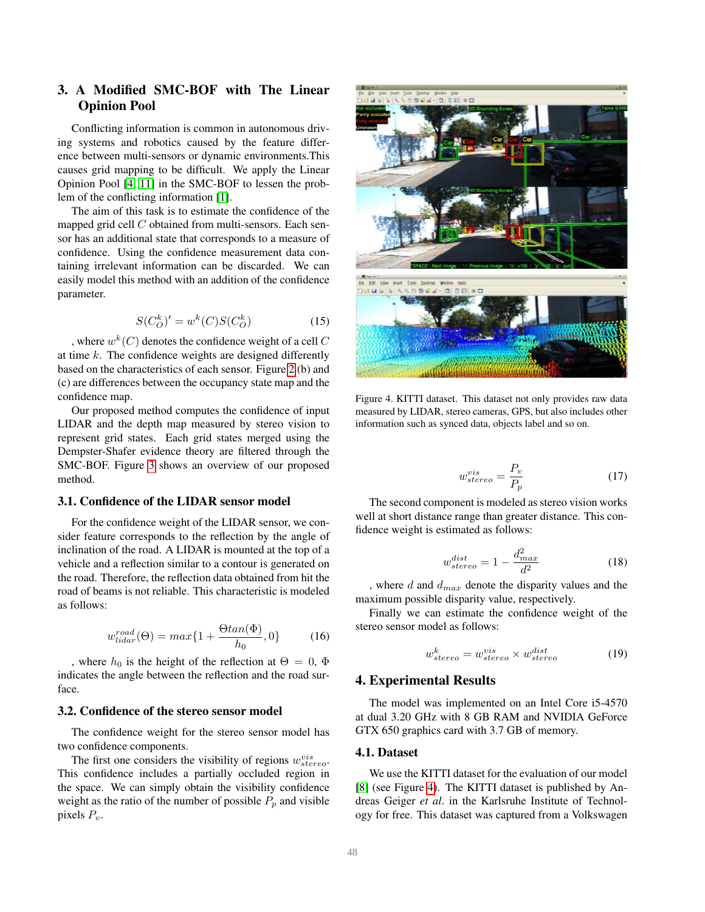## 3. A Modified SMC-BOF with The Linear Opinion Pool

Conflicting information is common in autonomous driving systems and robotics caused by the feature difference between multi-sensors or dynamic environments.This causes grid mapping to be difficult. We apply the Linear Opinion Pool [4, 11] in the SMC-BOF to lessen the problem of the conflicting information [1].

The aim of this task is to estimate the confidence of the mapped grid cell $C$ obtained from multi-sensors. Each sensor has an additional state that corresponds to a measure of confidence. Using the confidence measurement data containing irrelevant information can be discarded. We can easily model this method with an addition of the confidence parameter.

$$S(C_O^k)' = w^k(C)S(C_O^k) \tag{15}$$

, where $w^k(C)$ denotes the confidence weight of a cell $C$ at time $k$. The confidence weights are designed differently based on the characteristics of each sensor. Figure 2 (b) and (c) are differences between the occupancy state map and the confidence map.

Our proposed method computes the confidence of input LIDAR and the depth map measured by stereo vision to represent grid states. Each grid states merged using the Dempster-Shafer evidence theory are filtered through the SMC-BOF. Figure 3 shows an overview of our proposed method.

### 3.1. Confidence of the LIDAR sensor model

For the confidence weight of the LIDAR sensor, we consider feature corresponds to the reflection by the angle of inclination of the road. A LIDAR is mounted at the top of a vehicle and a reflection similar to a contour is generated on the road. Therefore, the reflection data obtained from hit the road of beams is not reliable. This characteristic is modeled as follows:

$$w_{lidar}^{road}(\Theta) = max\{1 + \frac{\Theta tan(\Phi)}{h_0}, 0\} \tag{16}$$

, where $h_0$ is the height of the reflection at $\Theta = 0$, $\Phi$ indicates the angle between the reflection and the road surface.

### 3.2. Confidence of the stereo sensor model

The confidence weight for the stereo sensor model has two confidence components.

The first one considers the visibility of regions $w_{stereo}^{vis}$. This confidence includes a partially occluded region in the space. We can simply obtain the visibility confidence weight as the ratio of the number of possible $P_p$ and visible pixels $P_v$.

Figure 4. KITTI dataset. This dataset not only provides raw data measured by LIDAR, stereo cameras, GPS, but also includes other information such as synced data, objects label and so on.

$$w_{stereo}^{vis} = \frac{P_v}{P_p} \tag{17}$$

The second component is modeled as stereo vision works well at short distance range than greater distance. This confidence weight is estimated as follows:

$$w_{stereo}^{dist} = 1 - \frac{d_{max}^2}{d^2} \tag{18}$$

, where $d$ and $d_{max}$ denote the disparity values and the maximum possible disparity value, respectively.

Finally we can estimate the confidence weight of the stereo sensor model as follows:

$$w_{stereo}^{k} = w_{stereo}^{vis} \times w_{stereo}^{dist} \tag{19}$$

## 4. Experimental Results

The model was implemented on an Intel Core i5-4570 at dual 3.20 GHz with 8 GB RAM and NVIDIA GeForce GTX 650 graphics card with 3.7 GB of memory.

### 4.1. Dataset

We use the KITTI dataset for the evaluation of our model [8] (see Figure 4). The KITTI dataset is published by Andreas Geiger *et al.* in the Karlsruhe Institute of Technology for free. This dataset was captured from a Volkswagen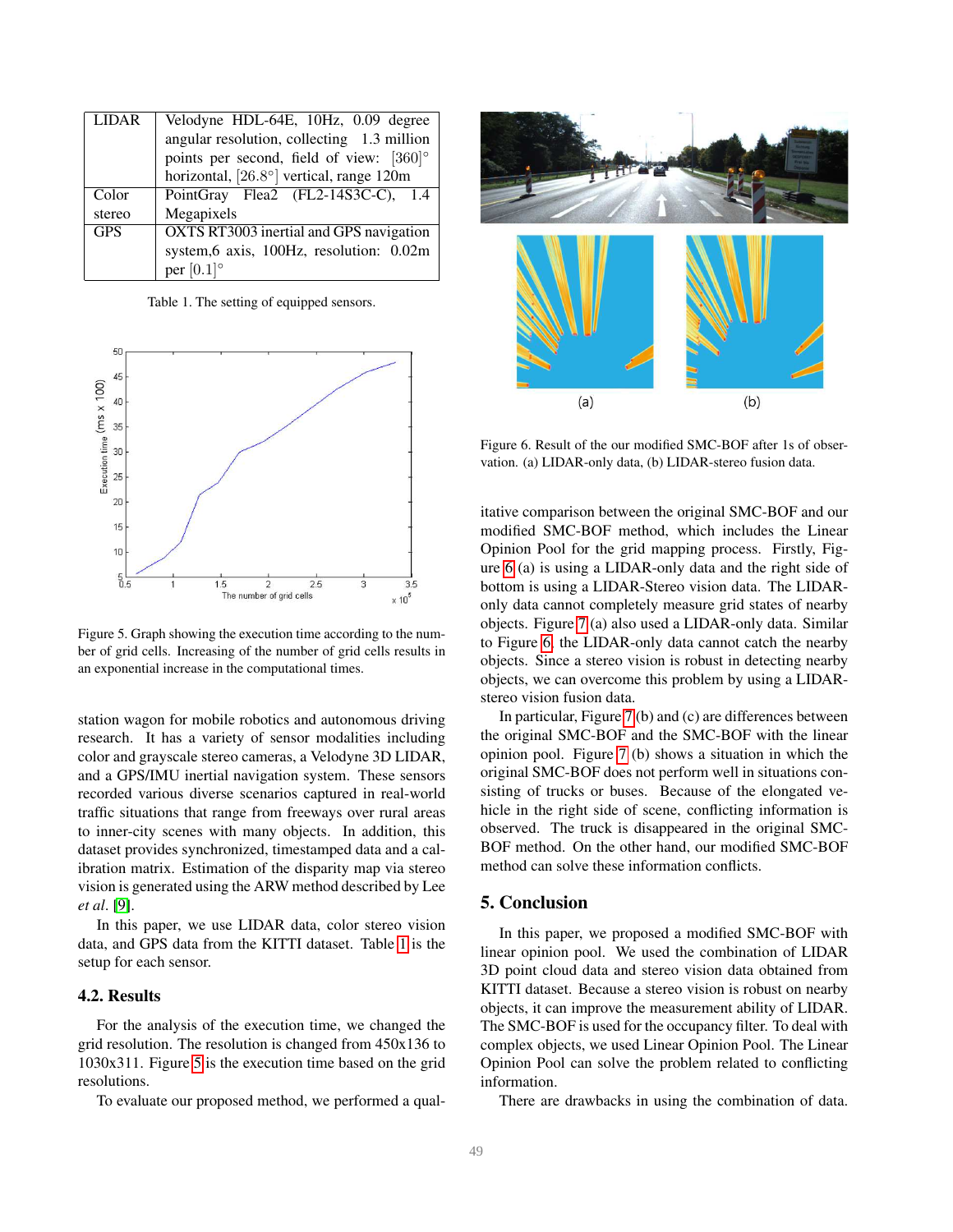| LIDAR | Velodyne HDL-64E, 10Hz, 0.09 degree angular resolution, collecting 1.3 million points per second, field of view: $[360]^{\circ}$ horizontal, $[26.8^{\circ}]$ vertical, range 120m |
|---|---|
| Color stereo | PointGray Flea2 (FL2-14S3C-C), 1.4 Megapixels |
| GPS | OXTS RT3003 inertial and GPS navigation system,6 axis, 100Hz, resolution: 0.02m per $[0.1]^{\circ}$ |

Table 1. The setting of equipped sensors.

Figure 5. Graph showing the execution time according to the number of grid cells. Increasing of the number of grid cells results in an exponential increase in the computational times.

station wagon for mobile robotics and autonomous driving research. It has a variety of sensor modalities including color and grayscale stereo cameras, a Velodyne 3D LIDAR, and a GPS/IMU inertial navigation system. These sensors recorded various diverse scenarios captured in real-world traffic situations that range from freeways over rural areas to inner-city scenes with many objects. In addition, this dataset provides synchronized, timestamped data and a calibration matrix. Estimation of the disparity map via stereo vision is generated using the ARW method described by Lee *et al.* [9].

In this paper, we use LIDAR data, color stereo vision data, and GPS data from the KITTI dataset. Table 1 is the setup for each sensor.

### 4.2. Results

For the analysis of the execution time, we changed the grid resolution. The resolution is changed from 450x136 to 1030x311. Figure 5 is the execution time based on the grid resolutions.

To evaluate our proposed method, we performed a qualitative comparison between the original SMC-BOF and our modified SMC-BOF method, which includes the Linear Opinion Pool for the grid mapping process. Firstly, Figure 6 (a) is using a LIDAR-only data and the right side of bottom is using a LIDAR-Stereo vision data. The LIDAR-only data cannot completely measure grid states of nearby objects. Figure 7 (a) also used a LIDAR-only data. Similar to Figure 6, the LIDAR-only data cannot catch the nearby objects. Since a stereo vision is robust in detecting nearby objects, we can overcome this problem by using a LIDAR-stereo vision fusion data.

Figure 6. Result of the our modified SMC-BOF after 1s of observation. (a) LIDAR-only data, (b) LIDAR-stereo fusion data.

In particular, Figure 7 (b) and (c) are differences between the original SMC-BOF and the SMC-BOF with the linear opinion pool. Figure 7 (b) shows a situation in which the original SMC-BOF does not perform well in situations consisting of trucks or buses. Because of the elongated vehicle in the right side of scene, conflicting information is observed. The truck is disappeared in the original SMC-BOF method. On the other hand, our modified SMC-BOF method can solve these information conflicts.

## 5. Conclusion

In this paper, we proposed a modified SMC-BOF with linear opinion pool. We used the combination of LIDAR 3D point cloud data and stereo vision data obtained from KITTI dataset. Because a stereo vision is robust on nearby objects, it can improve the measurement ability of LIDAR. The SMC-BOF is used for the occupancy filter. To deal with complex objects, we used Linear Opinion Pool. The Linear Opinion Pool can solve the problem related to conflicting information.

There are drawbacks in using the combination of data.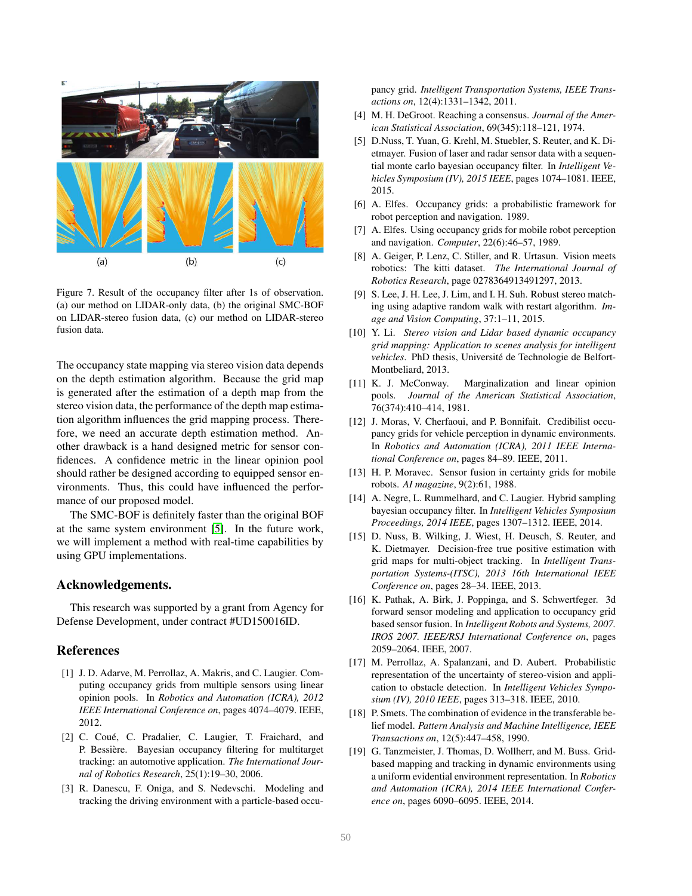(a) (b) (c)

Figure 7. Result of the occupancy filter after 1s of observation. (a) our method on LIDAR-only data, (b) the original SMC-BOF on LIDAR-stereo fusion data, (c) our method on LIDAR-stereo fusion data.

The occupancy state mapping via stereo vision data depends on the depth estimation algorithm. Because the grid map is generated after the estimation of a depth map from the stereo vision data, the performance of the depth map estimation algorithm influences the grid mapping process. Therefore, we need an accurate depth estimation method. Another drawback is a hand designed metric for sensor confidences. A confidence metric in the linear opinion pool should rather be designed according to equipped sensor environments. Thus, this could have influenced the performance of our proposed model.

The SMC-BOF is definitely faster than the original BOF at the same system environment [5]. In the future work, we will implement a method with real-time capabilities by using GPU implementations.

## Acknowledgements.

This research was supported by a grant from Agency for Defense Development, under contract #UD150016ID.

## References

[1] J. D. Adarve, M. Perrollaz, A. Makris, and C. Laugier. Computing occupancy grids from multiple sensors using linear opinion pools. In *Robotics and Automation (ICRA), 2012 IEEE International Conference on*, pages 4074–4079. IEEE, 2012.

[2] C. Coué, C. Pradalier, C. Laugier, T. Fraichard, and P. Bessière. Bayesian occupancy filtering for multitarget tracking: an automotive application. *The International Journal of Robotics Research*, 25(1):19–30, 2006.

[3] R. Danescu, F. Oniga, and S. Nedevschi. Modeling and tracking the driving environment with a particle-based occupancy grid. *Intelligent Transportation Systems, IEEE Transactions on*, 12(4):1331–1342, 2011.

[4] M. H. DeGroot. Reaching a consensus. *Journal of the American Statistical Association*, 69(345):118–121, 1974.

[5] D.Nuss, T. Yuan, G. Krehl, M. Stuebler, S. Reuter, and K. Dietmayer. Fusion of laser and radar sensor data with a sequential monte carlo bayesian occupancy filter. In *Intelligent Vehicles Symposium (IV), 2015 IEEE*, pages 1074–1081. IEEE, 2015.

[6] A. Elfes. Occupancy grids: a probabilistic framework for robot perception and navigation. 1989.

[7] A. Elfes. Using occupancy grids for mobile robot perception and navigation. *Computer*, 22(6):46–57, 1989.

[8] A. Geiger, P. Lenz, C. Stiller, and R. Urtasun. Vision meets robotics: The kitti dataset. *The International Journal of Robotics Research*, page 0278364913491297, 2013.

[9] S. Lee, J. H. Lee, J. Lim, and I. H. Suh. Robust stereo matching using adaptive random walk with restart algorithm. *Image and Vision Computing*, 37:1–11, 2015.

[10] Y. Li. *Stereo vision and Lidar based dynamic occupancy grid mapping: Application to scenes analysis for intelligent vehicles*. PhD thesis, Université de Technologie de Belfort-Montbeliard, 2013.

[11] K. J. McConway. Marginalization and linear opinion pools. *Journal of the American Statistical Association*, 76(374):410–414, 1981.

[12] J. Moras, V. Cherfaoui, and P. Bonnifait. Credibilist occupancy grids for vehicle perception in dynamic environments. In *Robotics and Automation (ICRA), 2011 IEEE International Conference on*, pages 84–89. IEEE, 2011.

[13] H. P. Moravec. Sensor fusion in certainty grids for mobile robots. *AI magazine*, 9(2):61, 1988.

[14] A. Negre, L. Rummelhard, and C. Laugier. Hybrid sampling bayesian occupancy filter. In *Intelligent Vehicles Symposium Proceedings, 2014 IEEE*, pages 1307–1312. IEEE, 2014.

[15] D. Nuss, B. Wilking, J. Wiest, H. Deusch, S. Reuter, and K. Dietmayer. Decision-free true positive estimation with grid maps for multi-object tracking. In *Intelligent Transportation Systems-(ITSC), 2013 16th International IEEE Conference on*, pages 28–34. IEEE, 2013.

[16] K. Pathak, A. Birk, J. Poppinga, and S. Schwertfeger. 3d forward sensor modeling and application to occupancy grid based sensor fusion. In *Intelligent Robots and Systems, 2007. IROS 2007. IEEE/RSJ International Conference on*, pages 2059–2064. IEEE, 2007.

[17] M. Perrollaz, A. Spalanzani, and D. Aubert. Probabilistic representation of the uncertainty of stereo-vision and application to obstacle detection. In *Intelligent Vehicles Symposium (IV), 2010 IEEE*, pages 313–318. IEEE, 2010.

[18] P. Smets. The combination of evidence in the transferable belief model. *Pattern Analysis and Machine Intelligence, IEEE Transactions on*, 12(5):447–458, 1990.

[19] G. Tanzmeister, J. Thomas, D. Wollherr, and M. Buss. Grid-based mapping and tracking in dynamic environments using a uniform evidential environment representation. In *Robotics and Automation (ICRA), 2014 IEEE International Conference on*, pages 6090–6095. IEEE, 2014.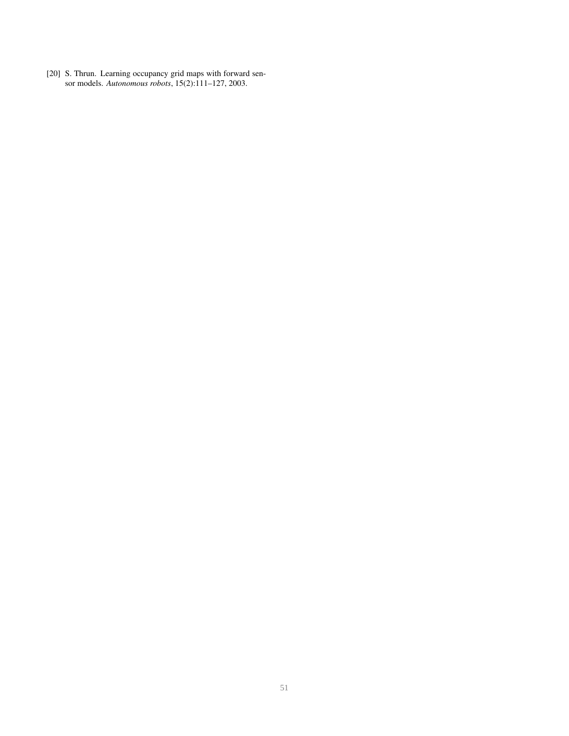[20] S. Thrun. Learning occupancy grid maps with forward sensor models. *Autonomous robots*, 15(2):111–127, 2003.